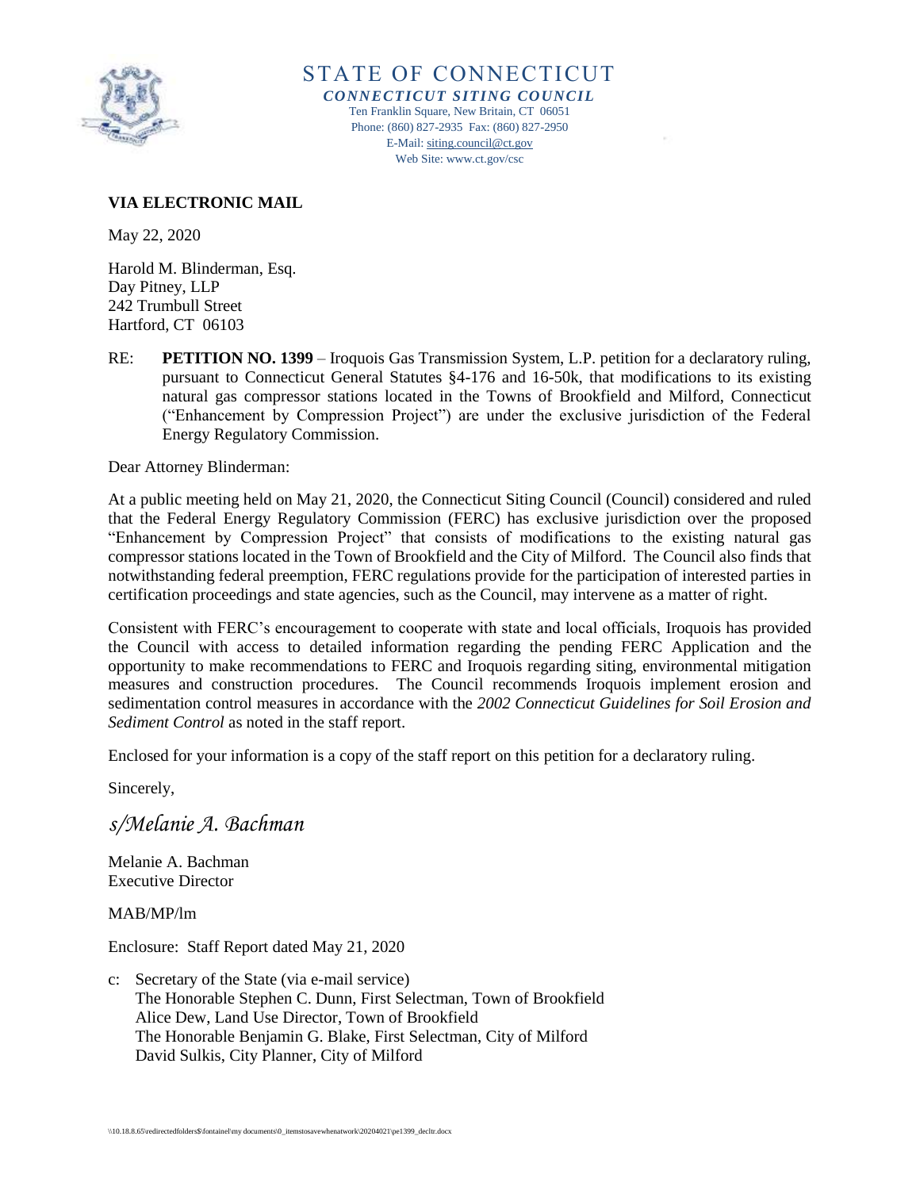# STATE OF CONNECTICUT

***CONNECTICUT SITING COUNCIL***

Ten Franklin Square, New Britain, CT 06051
Phone: (860) 827-2935 Fax: (860) 827-2950
E-Mail: siting.council@ct.gov
Web Site: www.ct.gov/csc

**VIA ELECTRONIC MAIL**

May 22, 2020

Harold M. Blinderman, Esq.
Day Pitney, LLP
242 Trumbull Street
Hartford, CT 06103

RE: **PETITION NO. 1399** – Iroquois Gas Transmission System, L.P. petition for a declaratory ruling, pursuant to Connecticut General Statutes §4-176 and 16-50k, that modifications to its existing natural gas compressor stations located in the Towns of Brookfield and Milford, Connecticut ("Enhancement by Compression Project") are under the exclusive jurisdiction of the Federal Energy Regulatory Commission.

Dear Attorney Blinderman:

At a public meeting held on May 21, 2020, the Connecticut Siting Council (Council) considered and ruled that the Federal Energy Regulatory Commission (FERC) has exclusive jurisdiction over the proposed "Enhancement by Compression Project" that consists of modifications to the existing natural gas compressor stations located in the Town of Brookfield and the City of Milford. The Council also finds that notwithstanding federal preemption, FERC regulations provide for the participation of interested parties in certification proceedings and state agencies, such as the Council, may intervene as a matter of right.

Consistent with FERC's encouragement to cooperate with state and local officials, Iroquois has provided the Council with access to detailed information regarding the pending FERC Application and the opportunity to make recommendations to FERC and Iroquois regarding siting, environmental mitigation measures and construction procedures. The Council recommends Iroquois implement erosion and sedimentation control measures in accordance with the *2002 Connecticut Guidelines for Soil Erosion and Sediment Control* as noted in the staff report.

Enclosed for your information is a copy of the staff report on this petition for a declaratory ruling.

Sincerely,

*s/Melanie A. Bachman*

Melanie A. Bachman
Executive Director

MAB/MP/lm

Enclosure: Staff Report dated May 21, 2020

c: Secretary of the State (via e-mail service)
The Honorable Stephen C. Dunn, First Selectman, Town of Brookfield
Alice Dew, Land Use Director, Town of Brookfield
The Honorable Benjamin G. Blake, First Selectman, City of Milford
David Sulkis, City Planner, City of Milford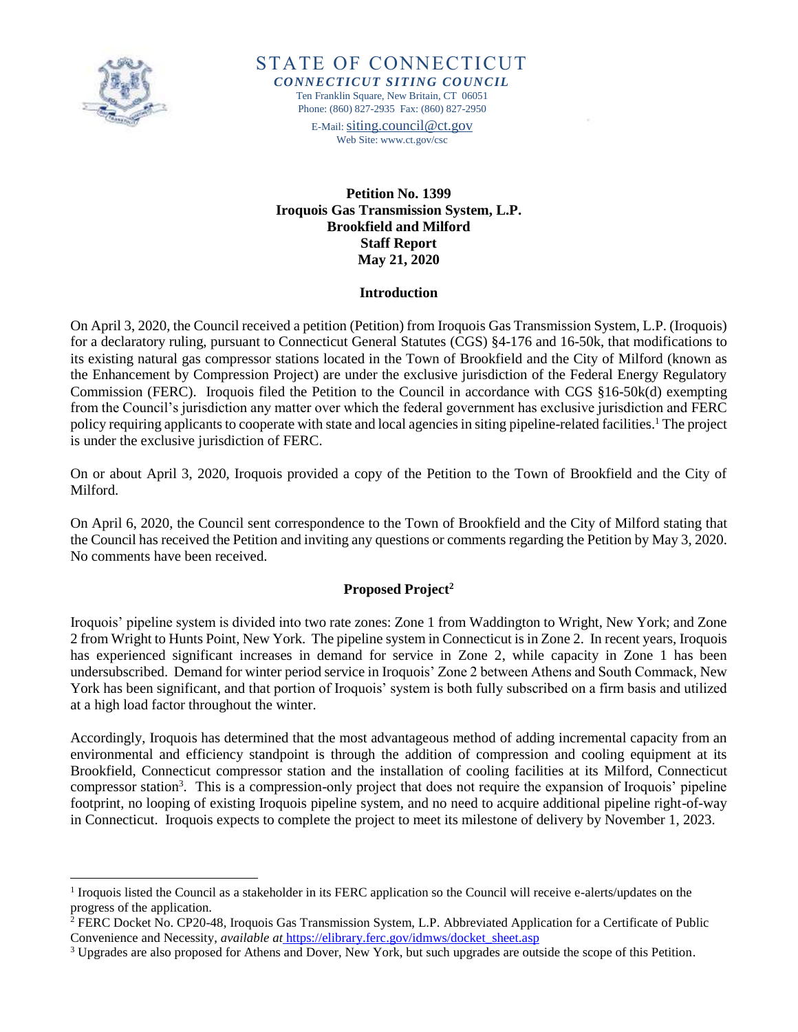STATE OF CONNECTICUT

*CONNECTICUT SITING COUNCIL*

Ten Franklin Square, New Britain, CT 06051
Phone: (860) 827-2935 Fax: (860) 827-2950
E-Mail: siting.council@ct.gov
Web Site: www.ct.gov/csc

**Petition No. 1399**
**Iroquois Gas Transmission System, L.P.**
**Brookfield and Milford**
**Staff Report**
**May 21, 2020**

## Introduction

On April 3, 2020, the Council received a petition (Petition) from Iroquois Gas Transmission System, L.P. (Iroquois) for a declaratory ruling, pursuant to Connecticut General Statutes (CGS) §4-176 and 16-50k, that modifications to its existing natural gas compressor stations located in the Town of Brookfield and the City of Milford (known as the Enhancement by Compression Project) are under the exclusive jurisdiction of the Federal Energy Regulatory Commission (FERC). Iroquois filed the Petition to the Council in accordance with CGS §16-50k(d) exempting from the Council's jurisdiction any matter over which the federal government has exclusive jurisdiction and FERC policy requiring applicants to cooperate with state and local agencies in siting pipeline-related facilities.[1] The project is under the exclusive jurisdiction of FERC.

On or about April 3, 2020, Iroquois provided a copy of the Petition to the Town of Brookfield and the City of Milford.

On April 6, 2020, the Council sent correspondence to the Town of Brookfield and the City of Milford stating that the Council has received the Petition and inviting any questions or comments regarding the Petition by May 3, 2020. No comments have been received.

## Proposed Project[2]

Iroquois' pipeline system is divided into two rate zones: Zone 1 from Waddington to Wright, New York; and Zone 2 from Wright to Hunts Point, New York. The pipeline system in Connecticut is in Zone 2. In recent years, Iroquois has experienced significant increases in demand for service in Zone 2, while capacity in Zone 1 has been undersubscribed. Demand for winter period service in Iroquois' Zone 2 between Athens and South Commack, New York has been significant, and that portion of Iroquois' system is both fully subscribed on a firm basis and utilized at a high load factor throughout the winter.

Accordingly, Iroquois has determined that the most advantageous method of adding incremental capacity from an environmental and efficiency standpoint is through the addition of compression and cooling equipment at its Brookfield, Connecticut compressor station and the installation of cooling facilities at its Milford, Connecticut compressor station[3]. This is a compression-only project that does not require the expansion of Iroquois' pipeline footprint, no looping of existing Iroquois pipeline system, and no need to acquire additional pipeline right-of-way in Connecticut. Iroquois expects to complete the project to meet its milestone of delivery by November 1, 2023.

---

[1] Iroquois listed the Council as a stakeholder in its FERC application so the Council will receive e-alerts/updates on the progress of the application.

[2] FERC Docket No. CP20-48, Iroquois Gas Transmission System, L.P. Abbreviated Application for a Certificate of Public Convenience and Necessity, *available at* https://elibrary.ferc.gov/idmws/docket_sheet.asp

[3] Upgrades are also proposed for Athens and Dover, New York, but such upgrades are outside the scope of this Petition.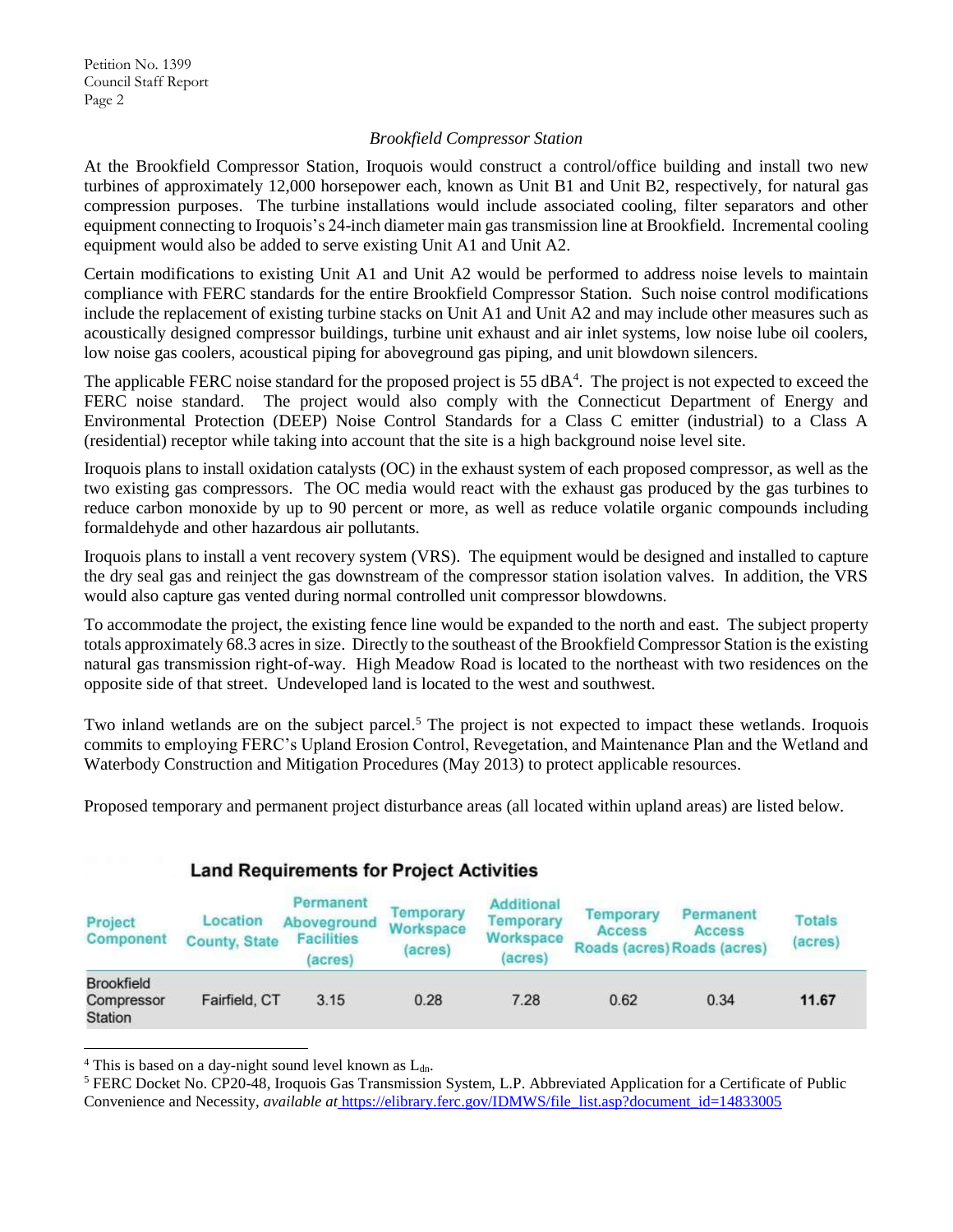*Brookfield Compressor Station*

At the Brookfield Compressor Station, Iroquois would construct a control/office building and install two new turbines of approximately 12,000 horsepower each, known as Unit B1 and Unit B2, respectively, for natural gas compression purposes. The turbine installations would include associated cooling, filter separators and other equipment connecting to Iroquois's 24-inch diameter main gas transmission line at Brookfield. Incremental cooling equipment would also be added to serve existing Unit A1 and Unit A2.

Certain modifications to existing Unit A1 and Unit A2 would be performed to address noise levels to maintain compliance with FERC standards for the entire Brookfield Compressor Station. Such noise control modifications include the replacement of existing turbine stacks on Unit A1 and Unit A2 and may include other measures such as acoustically designed compressor buildings, turbine unit exhaust and air inlet systems, low noise lube oil coolers, low noise gas coolers, acoustical piping for aboveground gas piping, and unit blowdown silencers.

The applicable FERC noise standard for the proposed project is 55 dBA[4]. The project is not expected to exceed the FERC noise standard. The project would also comply with the Connecticut Department of Energy and Environmental Protection (DEEP) Noise Control Standards for a Class C emitter (industrial) to a Class A (residential) receptor while taking into account that the site is a high background noise level site.

Iroquois plans to install oxidation catalysts (OC) in the exhaust system of each proposed compressor, as well as the two existing gas compressors. The OC media would react with the exhaust gas produced by the gas turbines to reduce carbon monoxide by up to 90 percent or more, as well as reduce volatile organic compounds including formaldehyde and other hazardous air pollutants.

Iroquois plans to install a vent recovery system (VRS). The equipment would be designed and installed to capture the dry seal gas and reinject the gas downstream of the compressor station isolation valves. In addition, the VRS would also capture gas vented during normal controlled unit compressor blowdowns.

To accommodate the project, the existing fence line would be expanded to the north and east. The subject property totals approximately 68.3 acres in size. Directly to the southeast of the Brookfield Compressor Station is the existing natural gas transmission right-of-way. High Meadow Road is located to the northeast with two residences on the opposite side of that street. Undeveloped land is located to the west and southwest.

Two inland wetlands are on the subject parcel.[5] The project is not expected to impact these wetlands. Iroquois commits to employing FERC's Upland Erosion Control, Revegetation, and Maintenance Plan and the Wetland and Waterbody Construction and Mitigation Procedures (May 2013) to protect applicable resources.

Proposed temporary and permanent project disturbance areas (all located within upland areas) are listed below.

**Land Requirements for Project Activities**

| Project Component | Location County, State | Permanent Aboveground Facilities (acres) | Temporary Workspace (acres) | Additional Temporary Workspace (acres) | Temporary Access Roads (acres) | Permanent Access Roads (acres) | Totals (acres) |
|---|---|---|---|---|---|---|---|
| Brookfield Compressor Station | Fairfield, CT | 3.15 | 0.28 | 7.28 | 0.62 | 0.34 | **11.67** |

[4] This is based on a day-night sound level known as $L_{dn}$.

[5] FERC Docket No. CP20-48, Iroquois Gas Transmission System, L.P. Abbreviated Application for a Certificate of Public Convenience and Necessity, *available at* https://elibrary.ferc.gov/IDMWS/file_list.asp?document_id=14833005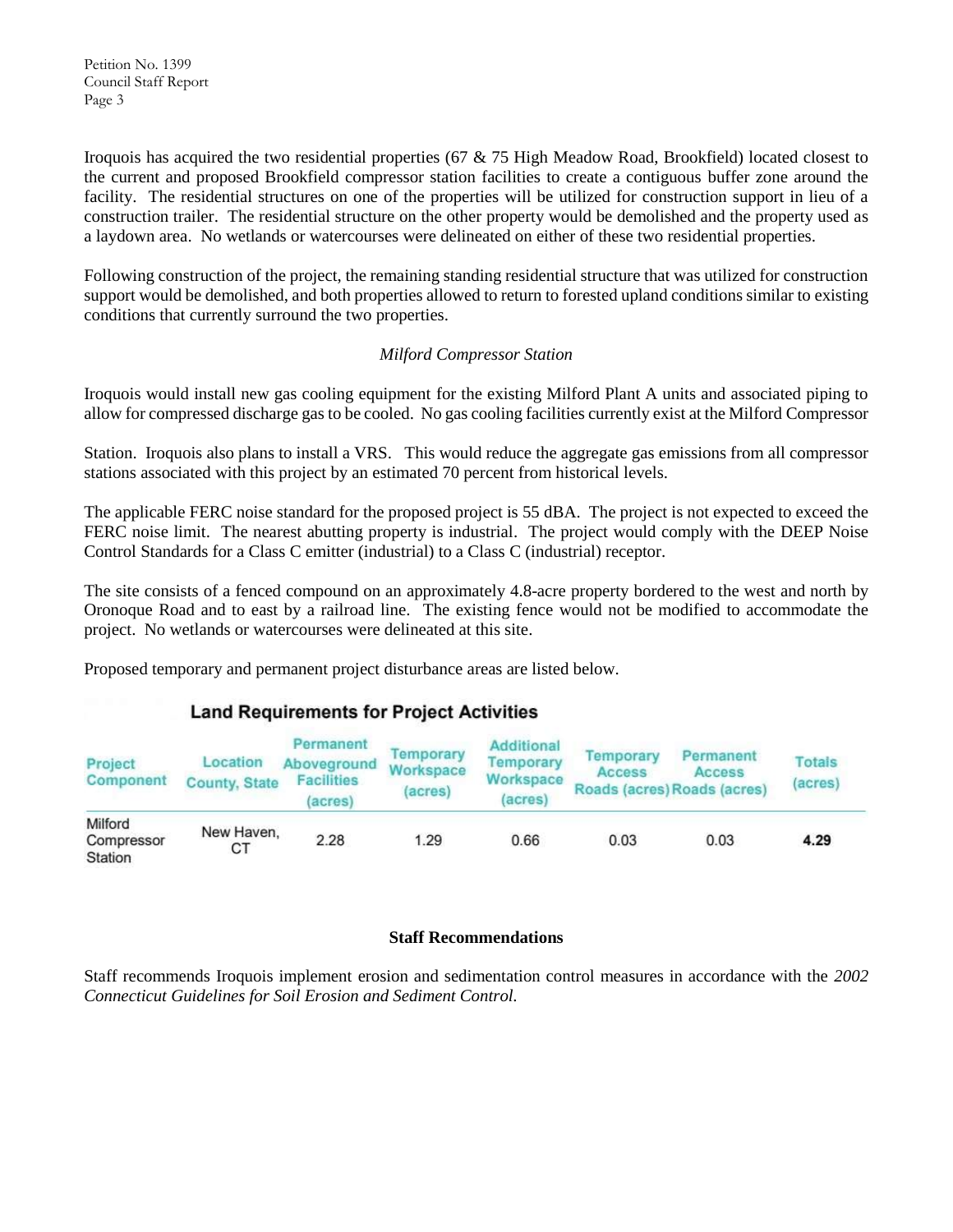Iroquois has acquired the two residential properties (67 & 75 High Meadow Road, Brookfield) located closest to the current and proposed Brookfield compressor station facilities to create a contiguous buffer zone around the facility. The residential structures on one of the properties will be utilized for construction support in lieu of a construction trailer. The residential structure on the other property would be demolished and the property used as a laydown area. No wetlands or watercourses were delineated on either of these two residential properties.

Following construction of the project, the remaining standing residential structure that was utilized for construction support would be demolished, and both properties allowed to return to forested upland conditions similar to existing conditions that currently surround the two properties.

*Milford Compressor Station*

Iroquois would install new gas cooling equipment for the existing Milford Plant A units and associated piping to allow for compressed discharge gas to be cooled. No gas cooling facilities currently exist at the Milford Compressor Station. Iroquois also plans to install a VRS. This would reduce the aggregate gas emissions from all compressor stations associated with this project by an estimated 70 percent from historical levels.

The applicable FERC noise standard for the proposed project is 55 dBA. The project is not expected to exceed the FERC noise limit. The nearest abutting property is industrial. The project would comply with the DEEP Noise Control Standards for a Class C emitter (industrial) to a Class C (industrial) receptor.

The site consists of a fenced compound on an approximately 4.8-acre property bordered to the west and north by Oronoque Road and to east by a railroad line. The existing fence would not be modified to accommodate the project. No wetlands or watercourses were delineated at this site.

Proposed temporary and permanent project disturbance areas are listed below.

**Land Requirements for Project Activities**

| Project Component | Location County, State | Permanent Aboveground Facilities (acres) | Temporary Workspace (acres) | Additional Temporary Workspace (acres) | Temporary Access Roads (acres) | Permanent Access Roads (acres) | Totals (acres) |
|---|---|---|---|---|---|---|---|
| Milford Compressor Station | New Haven, CT | 2.28 | 1.29 | 0.66 | 0.03 | 0.03 | **4.29** |

**Staff Recommendations**

Staff recommends Iroquois implement erosion and sedimentation control measures in accordance with the *2002 Connecticut Guidelines for Soil Erosion and Sediment Control.*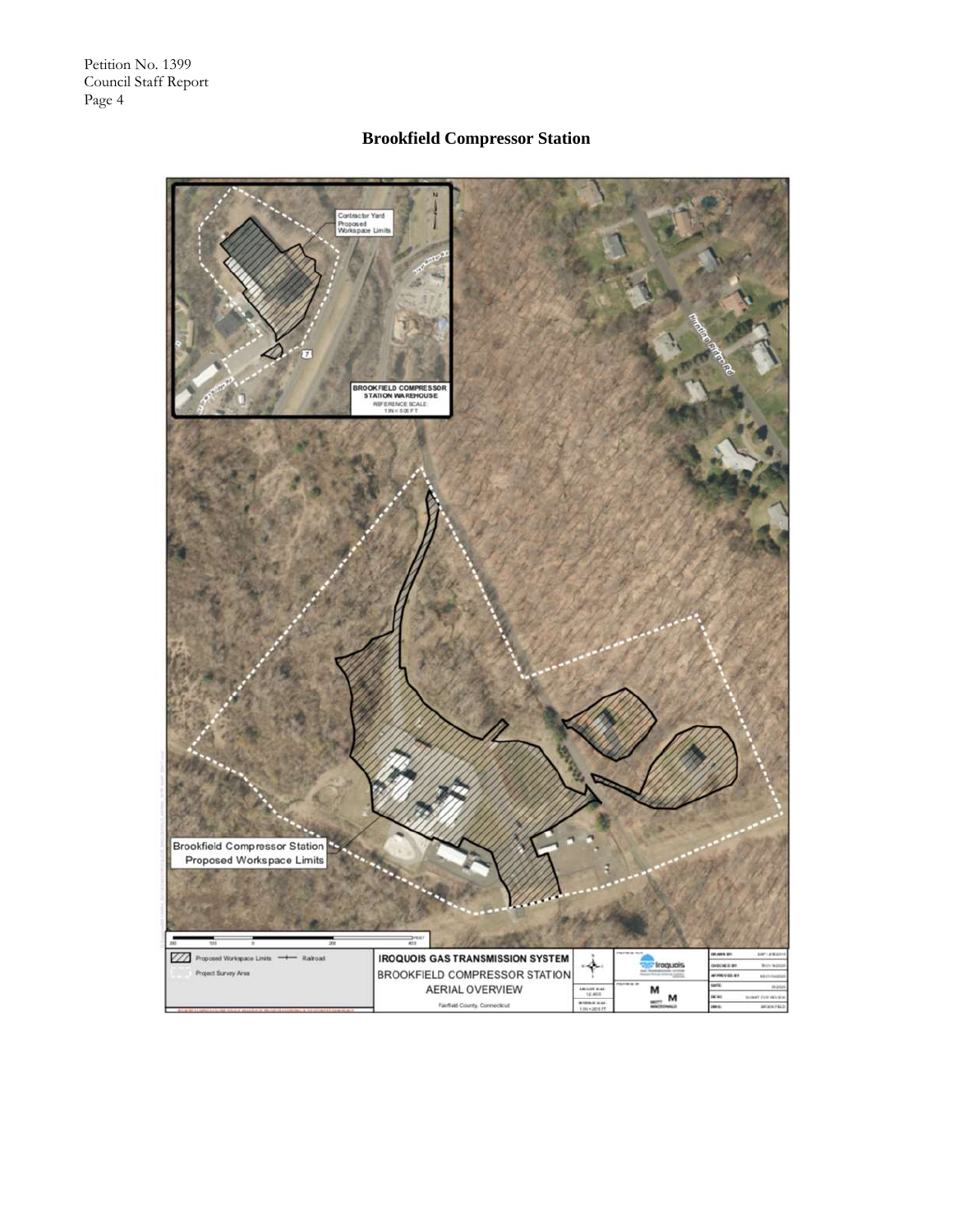## Brookfield Compressor Station

Contractor Yard
Proposed
Workspace Limits

BROOKFIELD COMPRESSOR
STATION WAREHOUSE
REFERENCE SCALE:
1 IN = 500 FT

Brookfield Compressor Station
Proposed Workspace Limits

Proposed Workspace Limits — Railroad

Project Survey Area

IROQUOIS GAS TRANSMISSION SYSTEM
BROOKFIELD COMPRESSOR STATION
AERIAL OVERVIEW
Fairfield County, Connecticut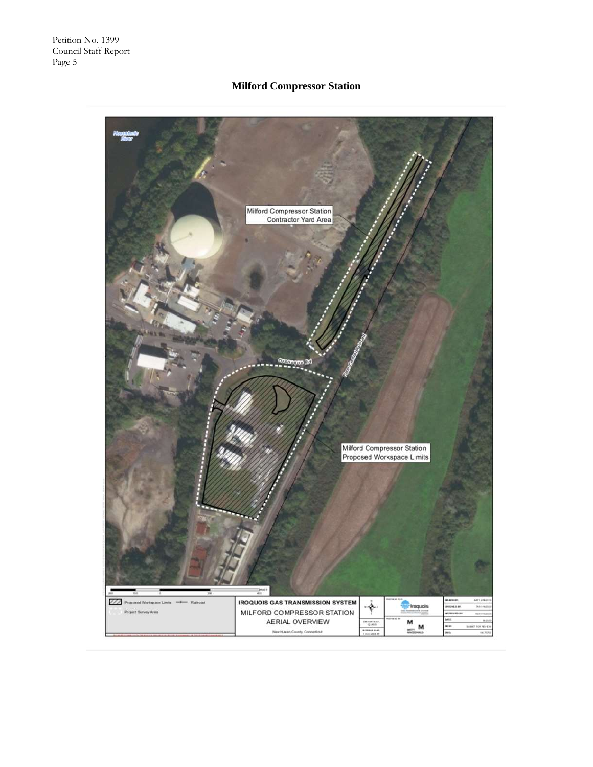**Milford Compressor Station**

Housatonic River

Milford Compressor Station Contractor Yard Area

Oronoque Rd

Penn Central Railroad

Milford Compressor Station Proposed Workspace Limits

Proposed Workspace Limits

Railroad

Project Survey Area

IROQUOIS GAS TRANSMISSION SYSTEM

MILFORD COMPRESSOR STATION

AERIAL OVERVIEW

New Haven County, Connecticut